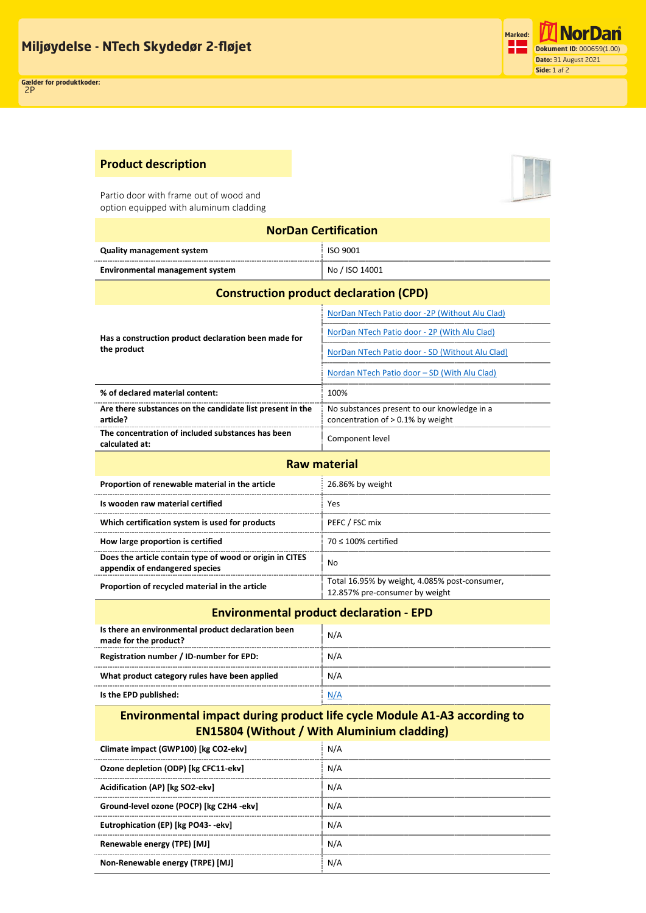# Miljøydelse - NTech Skydedør 2-fløjet

Marked:

Dokument ID: 000659(1.00)
Dato: 31 August 2021

Gælder for produktkoder:
2P

## Product description

Partio door with frame out of wood and option equipped with aluminum cladding

| NorDan Certification | |
|---|---|
| Quality management system | ISO 9001 |
| Environmental management system | No / ISO 14001 |

| Construction product declaration (CPD) | |
|---|---|
| Has a construction product declaration been made for the product | NorDan NTech Patio door -2P (Without Alu Clad) |
| | NorDan NTech Patio door - 2P (With Alu Clad) |
| | NorDan NTech Patio door - SD (Without Alu Clad) |
| | Nordan NTech Patio door – SD (With Alu Clad) |
| % of declared material content: | 100% |
| Are there substances on the candidate list present in the article? | No substances present to our knowledge in a concentration of > 0.1% by weight |
| The concentration of included substances has been calculated at: | Component level |

| Raw material | |
|---|---|
| Proportion of renewable material in the article | 26.86% by weight |
| Is wooden raw material certified | Yes |
| Which certification system is used for products | PEFC / FSC mix |
| How large proportion is certified | 70 ≤ 100% certified |
| Does the article contain type of wood or origin in CITES appendix of endangered species | No |
| Proportion of recycled material in the article | Total 16.95% by weight, 4.085% post-consumer, 12.857% pre-consumer by weight |

| Environmental product declaration - EPD | |
|---|---|
| Is there an environmental product declaration been made for the product? | N/A |
| Registration number / ID-number for EPD: | N/A |
| What product category rules have been applied | N/A |
| Is the EPD published: | N/A |

| Environmental impact during product life cycle Module A1-A3 according to EN15804 (Without / With Aluminium cladding) | |
|---|---|
| Climate impact (GWP100) [kg CO2-ekv] | N/A |
| Ozone depletion (ODP) [kg CFC11-ekv] | N/A |
| Acidification (AP) [kg SO2-ekv] | N/A |
| Ground-level ozone (POCP) [kg C2H4 -ekv] | N/A |
| Eutrophication (EP) [kg PO43- -ekv] | N/A |
| Renewable energy (TPE) [MJ] | N/A |
| Non-Renewable energy (TRPE) [MJ] | N/A |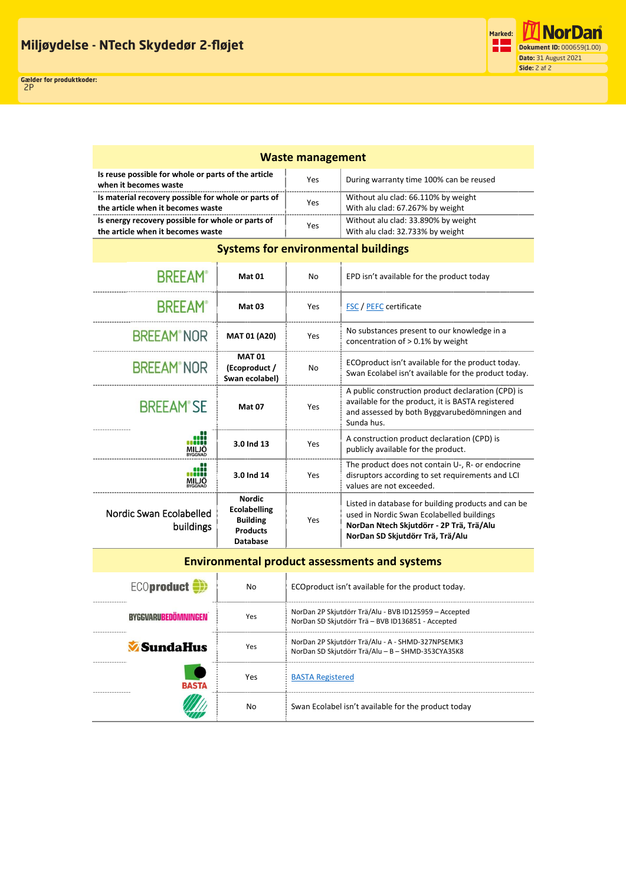# Miljøydelse - NTech Skydedør 2-fløjet

Marked: Dokument ID: 000659(1.00) Dato: 31 August 2021

Gælder for produktkoder:
2P

## Waste management

| | | |
|---|---|---|
| **Is reuse possible for whole or parts of the article when it becomes waste** | Yes | During warranty time 100% can be reused |
| **Is material recovery possible for whole or parts of the article when it becomes waste** | Yes | Without alu clad: 66.110% by weight<br>With alu clad: 67.267% by weight |
| **Is energy recovery possible for whole or parts of the article when it becomes waste** | Yes | Without alu clad: 33.890% by weight<br>With alu clad: 32.733% by weight |

## Systems for environmental buildings

| | | | |
|---|---|---|---|
| BREEAM® | **Mat 01** | No | EPD isn't available for the product today |
| BREEAM® | **Mat 03** | Yes | FSC / PEFC certificate |
| BREEAM® NOR | **MAT 01 (A20)** | Yes | No substances present to our knowledge in a concentration of > 0.1% by weight |
| BREEAM® NOR | **MAT 01 (Ecoproduct / Swan ecolabel)** | No | ECOproduct isn't available for the product today. Swan Ecolabel isn't available for the product today. |
| BREEAM® SE | **Mat 07** | Yes | A public construction product declaration (CPD) is available for the product, it is BASTA registered and assessed by both Byggvarubedömningen and Sunda hus. |
| MILJÖ BYGGNAD | **3.0 Ind 13** | Yes | A construction product declaration (CPD) is publicly available for the product. |
| MILJÖ BYGGNAD | **3.0 Ind 14** | Yes | The product does not contain U-, R- or endocrine disruptors according to set requirements and LCI values are not exceeded. |
| Nordic Swan Ecolabelled buildings | **Nordic Ecolabelling Building Products Database** | Yes | Listed in database for building products and can be used in Nordic Swan Ecolabelled buildings<br>**NorDan Ntech Skjutdörr - 2P Trä, Trä/Alu**<br>**NorDan SD Skjutdörr Trä, Trä/Alu** |

## Environmental product assessments and systems

| | | |
|---|---|---|
| ECOproduct | No | ECOproduct isn't available for the product today. |
| BYGGVARUBEDÖMNINGEN | Yes | NorDan 2P Skjutdörr Trä/Alu - BVB ID125959 – Accepted<br>NorDan SD Skjutdörr Trä – BVB ID136851 - Accepted |
| SundaHus | Yes | NorDan 2P Skjutdörr Trä/Alu - A - SHMD-327NPSEMK3<br>NorDan SD Skjutdörr Trä/Alu – B – SHMD-353CYA35K8 |
| BASTA | Yes | BASTA Registered |
| | No | Swan Ecolabel isn't available for the product today |